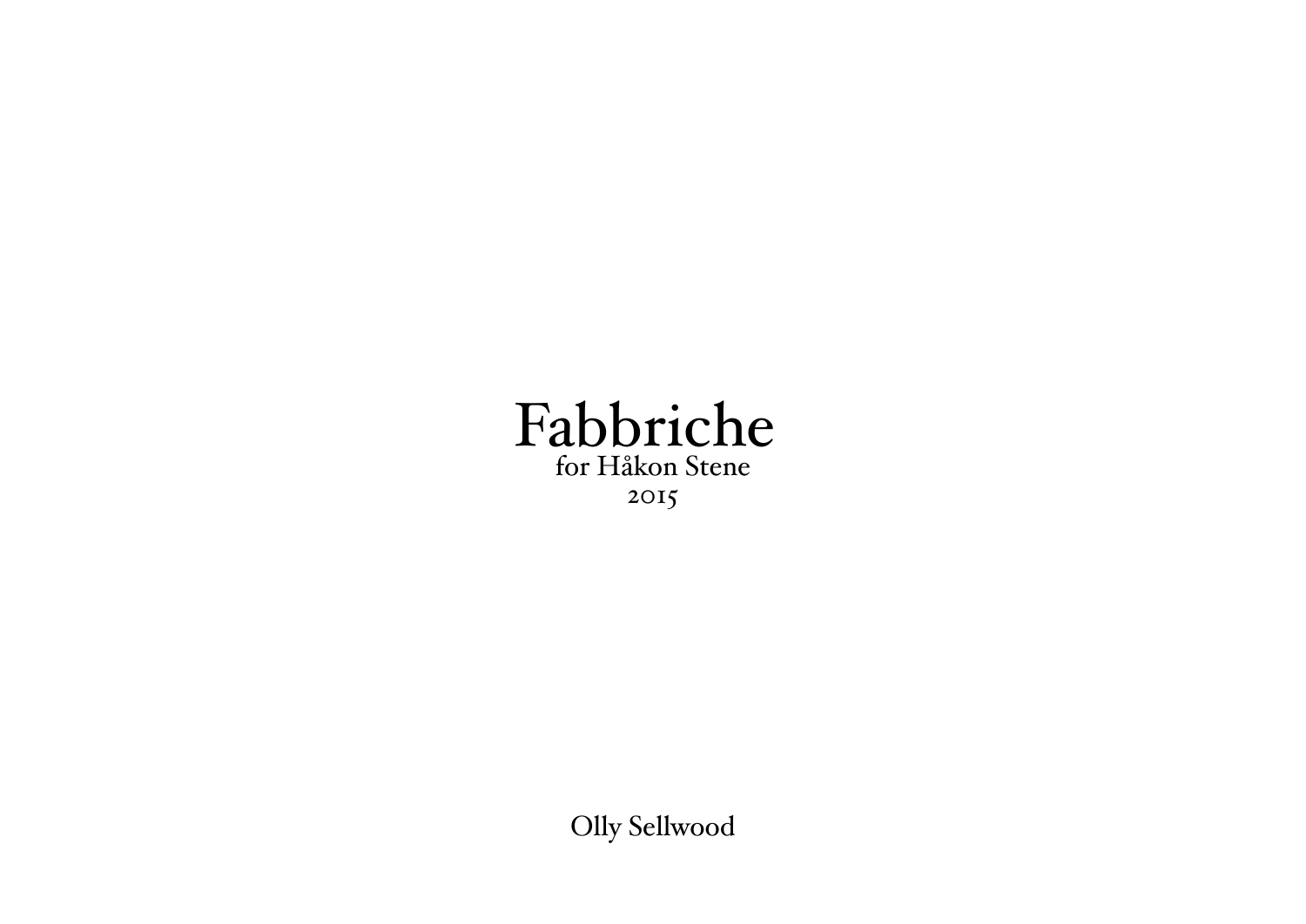# Fabbriche

for Håkon Stene

2015

Olly Sellwood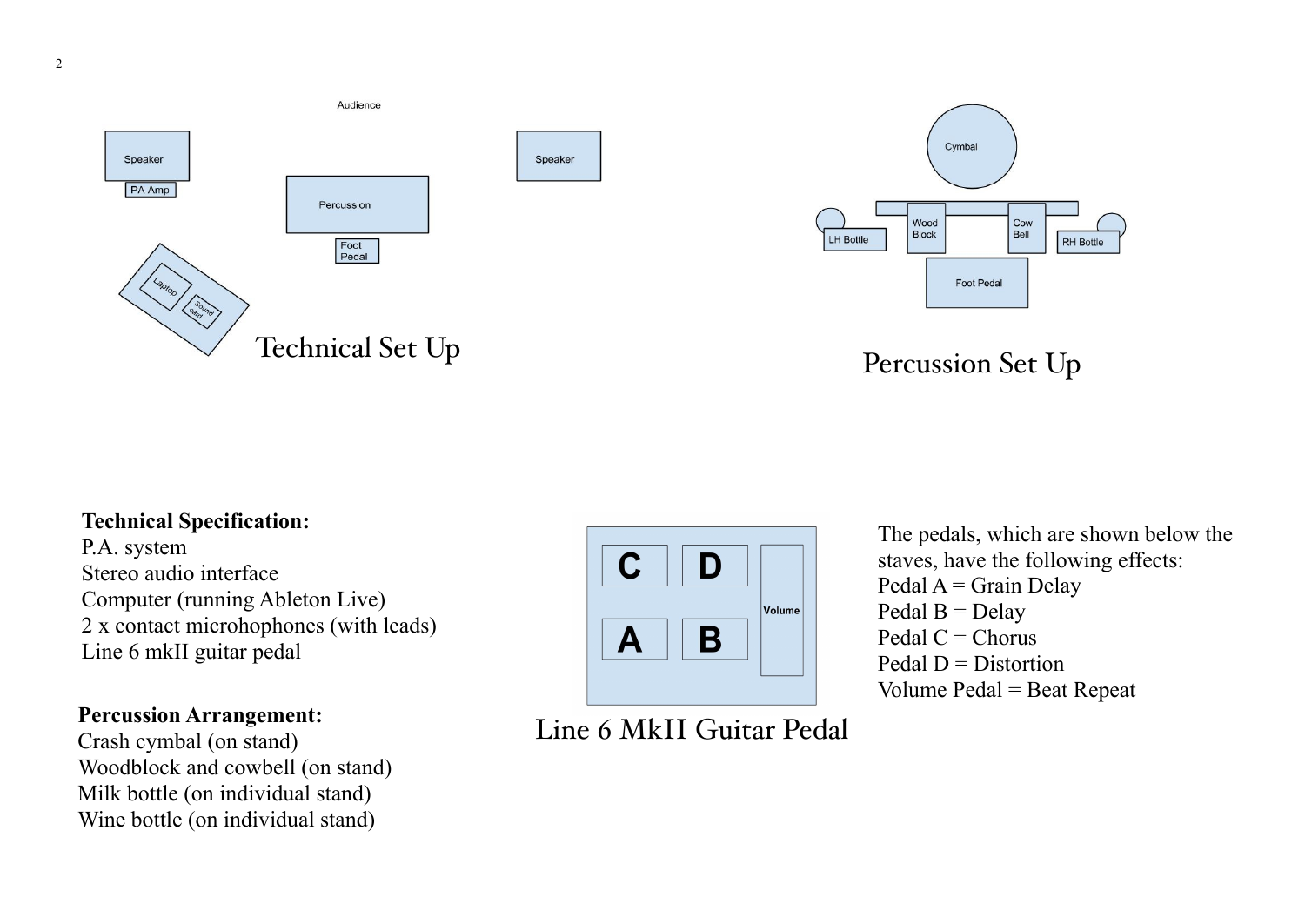Audience

Speaker

PA Amp

Percussion

Foot Pedal

Speaker

Laptop

Sound card

Technical Set Up

Cymbal

LH Bottle

Wood Block

Cow Bell

RH Bottle

Foot Pedal

Percussion Set Up

**Technical Specification:**
P.A. system
Stereo audio interface
Computer (running Ableton Live)
2 x contact microhophones (with leads)
Line 6 mkII guitar pedal

**Percussion Arrangement:**
Crash cymbal (on stand)
Woodblock and cowbell (on stand)
Milk bottle (on individual stand)
Wine bottle (on individual stand)

C D Volume
A B

Line 6 MkII Guitar Pedal

The pedals, which are shown below the staves, have the following effects:
Pedal A = Grain Delay
Pedal B = Delay
Pedal C = Chorus
Pedal D = Distortion
Volume Pedal = Beat Repeat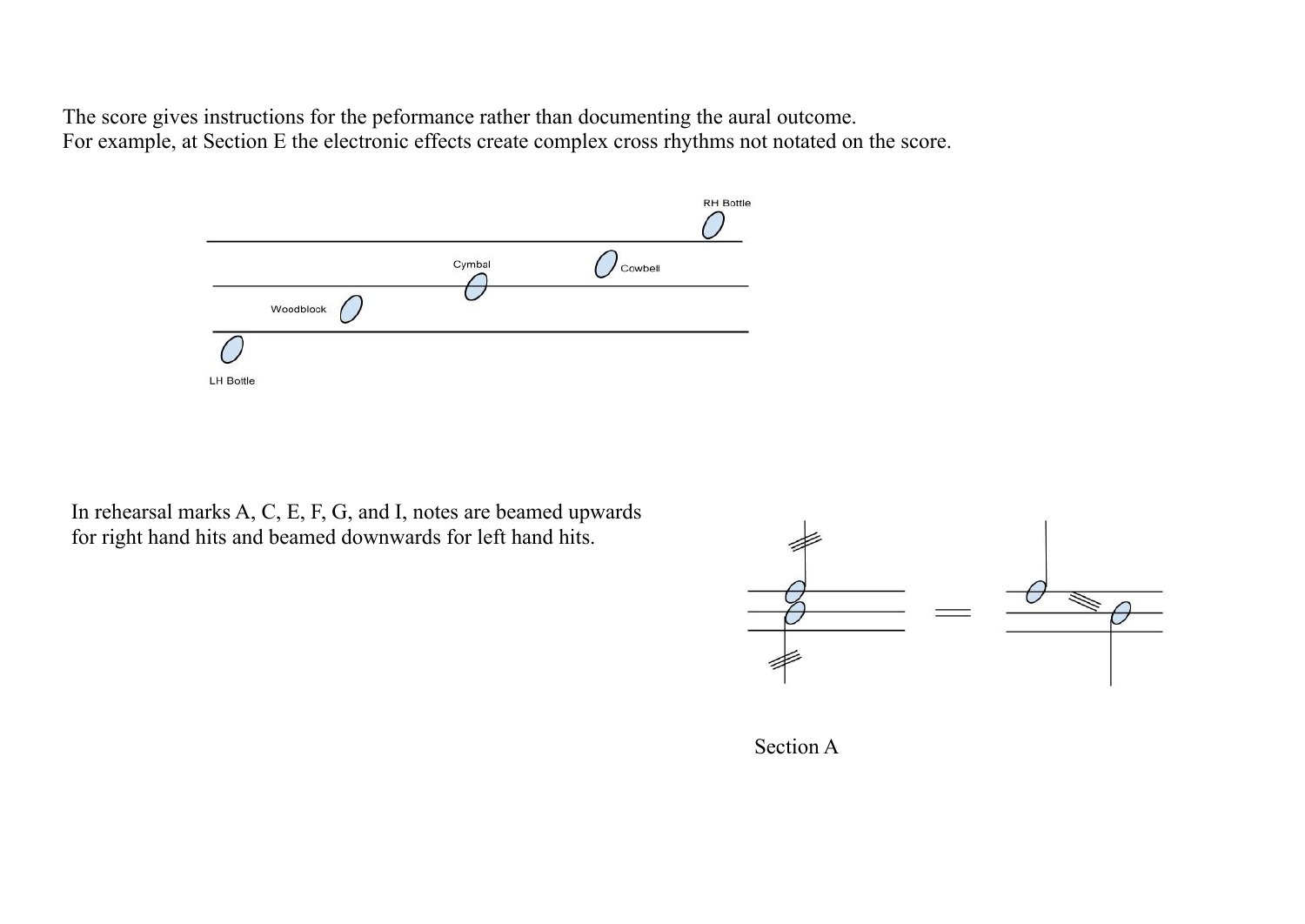The score gives instructions for the peformance rather than documenting the aural outcome.
For example, at Section E the electronic effects create complex cross rhythms not notated on the score.

In rehearsal marks A, C, E, F, G, and I, notes are beamed upwards for right hand hits and beamed downwards for left hand hits.

Section A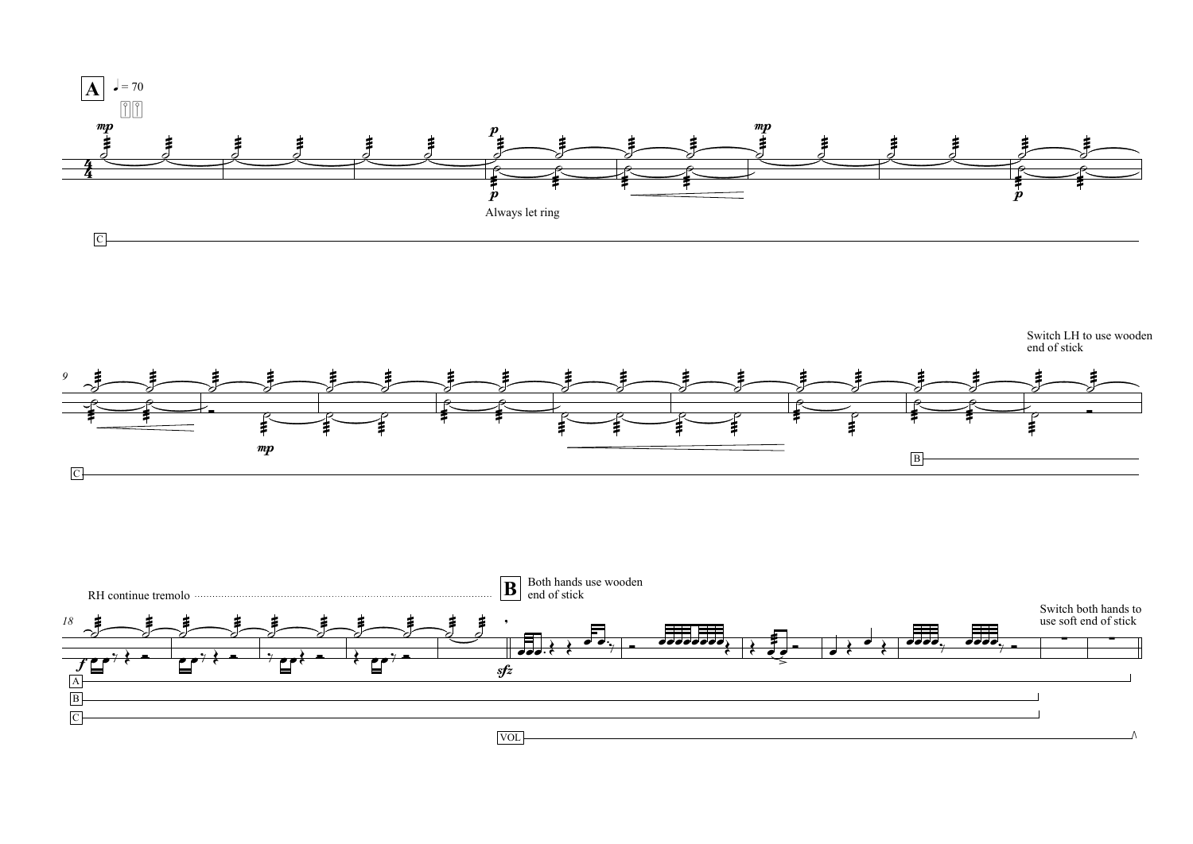**A** ♩ = 70

*mp*

*p*

*p*

Always let ring

*mp*

*p*

C

9

*mp*

Switch LH to use wooden end of stick

B

C

18

RH continue tremolo

*f*

**B** Both hands use wooden end of stick

*sfz*

Switch both hands to use soft end of stick

A

B

C

VOL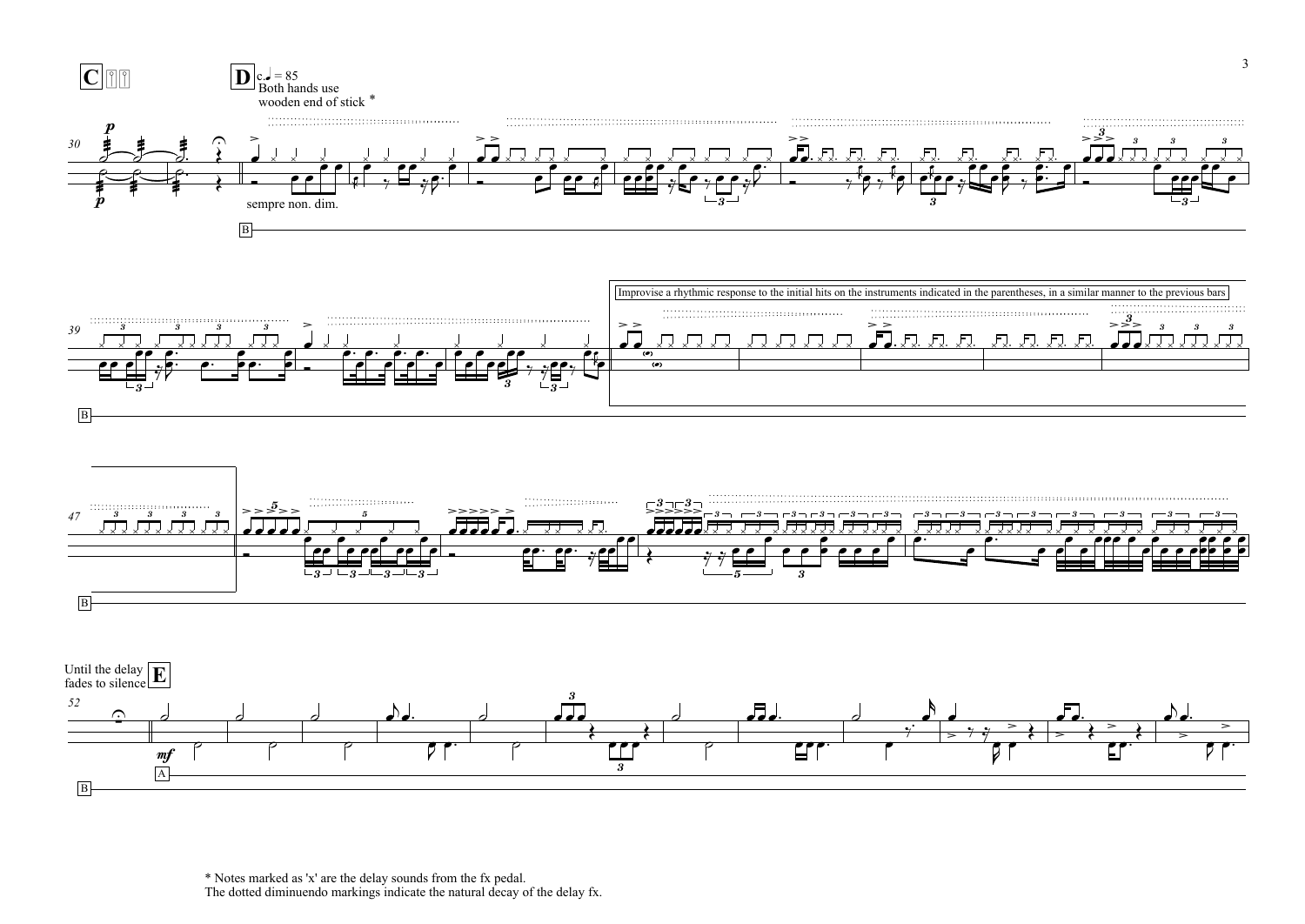**C**

**D** c.♩ = 85
Both hands use wooden end of stick *

*p*

*p*

sempre non. dim.

B

B

Improvise a rhythmic response to the initial hits on the instruments indicated in the parentheses, in a similar manner to the previous bars

B

Until the delay fades to silence

**E**

*mf*

A

B

\* Notes marked as 'x' are the delay sounds from the fx pedal.
The dotted diminuendo markings indicate the natural decay of the delay fx.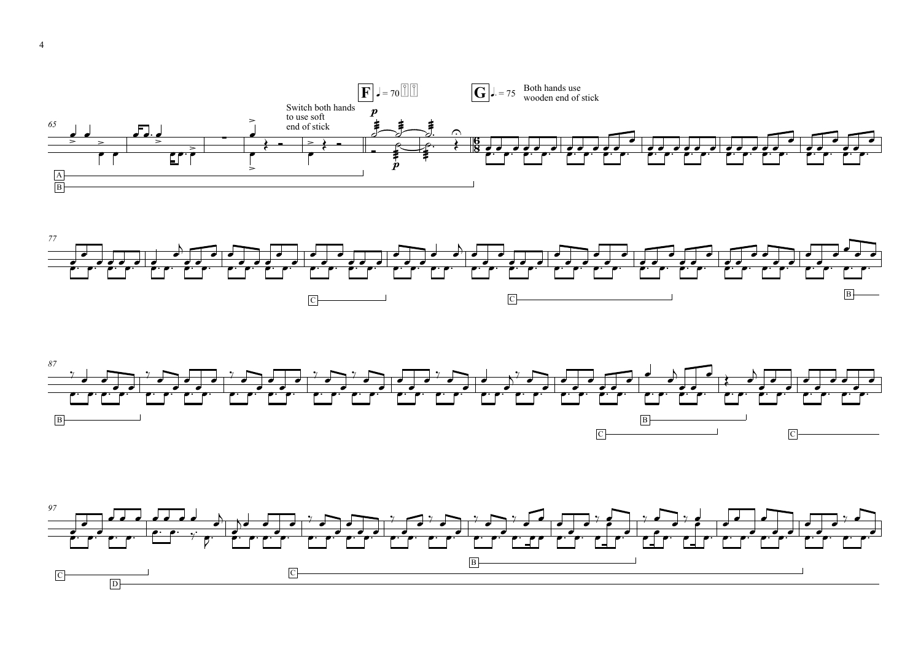**F** ♩ = 70

**G** ♩. = 75

Switch both hands to use soft end of stick

Both hands use wooden end of stick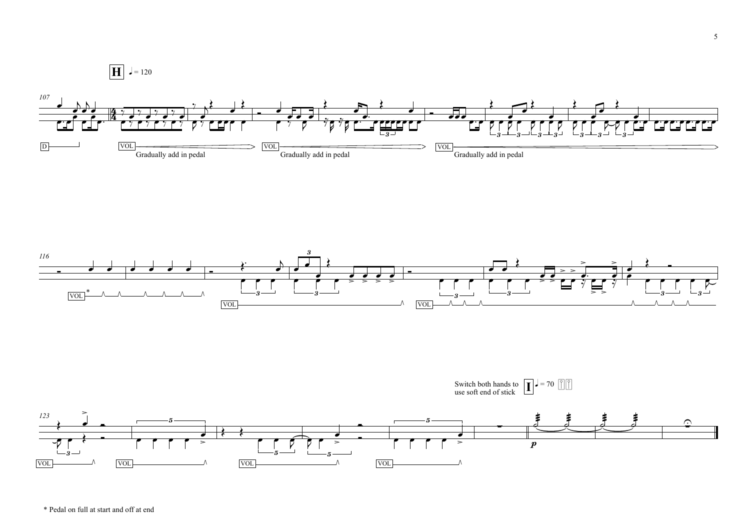**H** ♩ = 120

Gradually add in pedal

Gradually add in pedal

Gradually add in pedal

Switch both hands to use soft end of stick

**I** ♩ = 70

\* Pedal on full at start and off at end